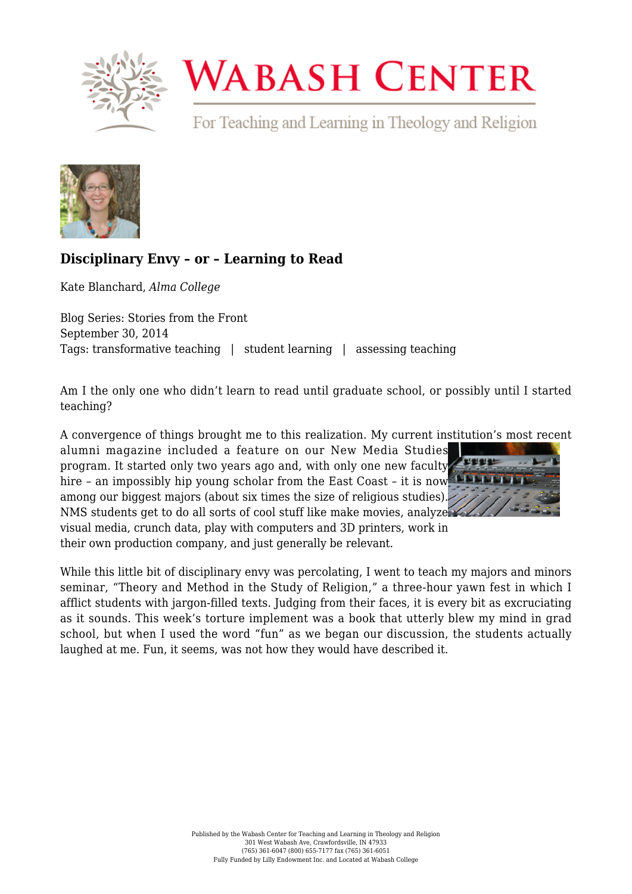# Wabash Center

For Teaching and Learning in Theology and Religion

## Disciplinary Envy – or – Learning to Read

Kate Blanchard, *Alma College*

Blog Series: Stories from the Front
September 30, 2014
Tags: transformative teaching | student learning | assessing teaching

Am I the only one who didn't learn to read until graduate school, or possibly until I started teaching?

A convergence of things brought me to this realization. My current institution's most recent alumni magazine included a feature on our New Media Studies program. It started only two years ago and, with only one new faculty hire – an impossibly hip young scholar from the East Coast – it is now among our biggest majors (about six times the size of religious studies). NMS students get to do all sorts of cool stuff like make movies, analyze visual media, crunch data, play with computers and 3D printers, work in their own production company, and just generally be relevant.

While this little bit of disciplinary envy was percolating, I went to teach my majors and minors seminar, "Theory and Method in the Study of Religion," a three-hour yawn fest in which I afflict students with jargon-filled texts. Judging from their faces, it is every bit as excruciating as it sounds. This week's torture implement was a book that utterly blew my mind in grad school, but when I used the word "fun" as we began our discussion, the students actually laughed at me. Fun, it seems, was not how they would have described it.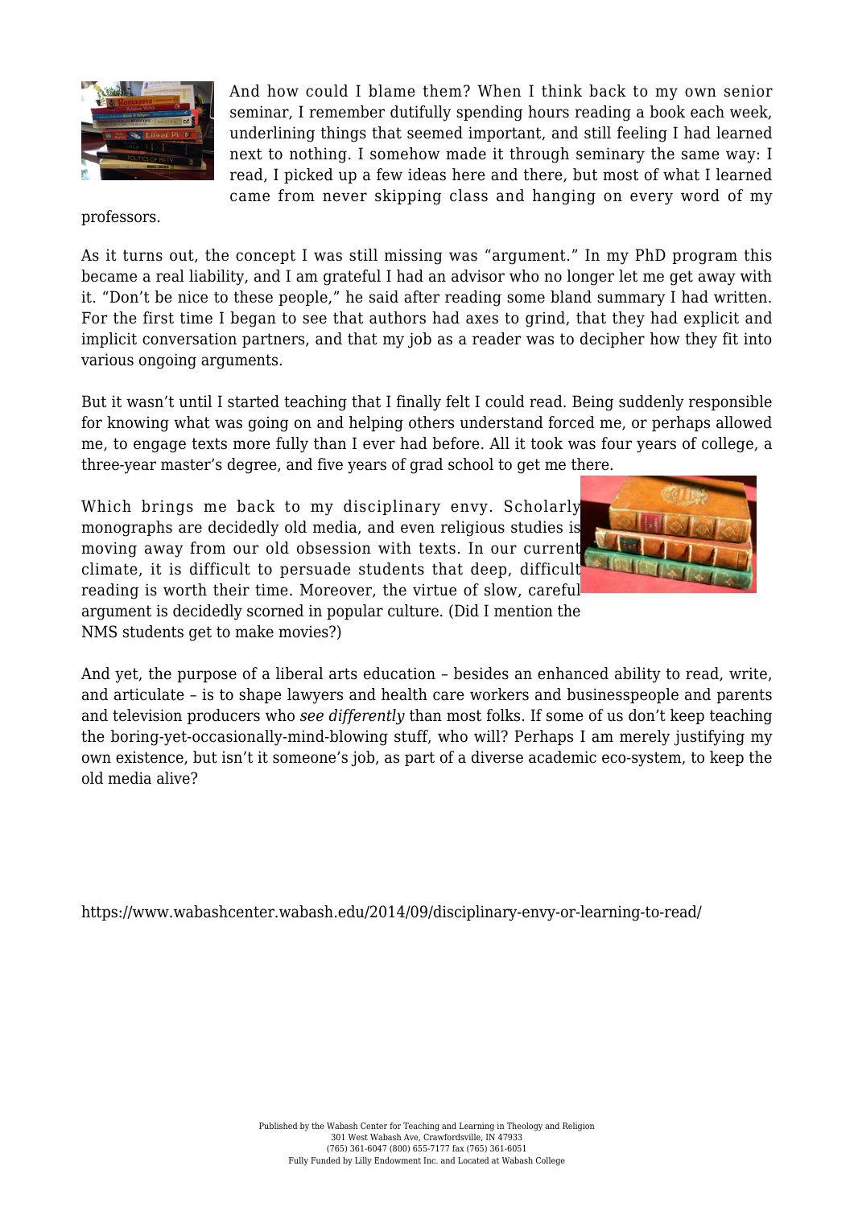And how could I blame them? When I think back to my own senior seminar, I remember dutifully spending hours reading a book each week, underlining things that seemed important, and still feeling I had learned next to nothing. I somehow made it through seminary the same way: I read, I picked up a few ideas here and there, but most of what I learned came from never skipping class and hanging on every word of my professors.

As it turns out, the concept I was still missing was "argument." In my PhD program this became a real liability, and I am grateful I had an advisor who no longer let me get away with it. "Don't be nice to these people," he said after reading some bland summary I had written. For the first time I began to see that authors had axes to grind, that they had explicit and implicit conversation partners, and that my job as a reader was to decipher how they fit into various ongoing arguments.

But it wasn't until I started teaching that I finally felt I could read. Being suddenly responsible for knowing what was going on and helping others understand forced me, or perhaps allowed me, to engage texts more fully than I ever had before. All it took was four years of college, a three-year master's degree, and five years of grad school to get me there.

Which brings me back to my disciplinary envy. Scholarly monographs are decidedly old media, and even religious studies is moving away from our old obsession with texts. In our current climate, it is difficult to persuade students that deep, difficult reading is worth their time. Moreover, the virtue of slow, careful argument is decidedly scorned in popular culture. (Did I mention the NMS students get to make movies?)

And yet, the purpose of a liberal arts education – besides an enhanced ability to read, write, and articulate – is to shape lawyers and health care workers and businesspeople and parents and television producers who *see differently* than most folks. If some of us don't keep teaching the boring-yet-occasionally-mind-blowing stuff, who will? Perhaps I am merely justifying my own existence, but isn't it someone's job, as part of a diverse academic eco-system, to keep the old media alive?

https://www.wabashcenter.wabash.edu/2014/09/disciplinary-envy-or-learning-to-read/